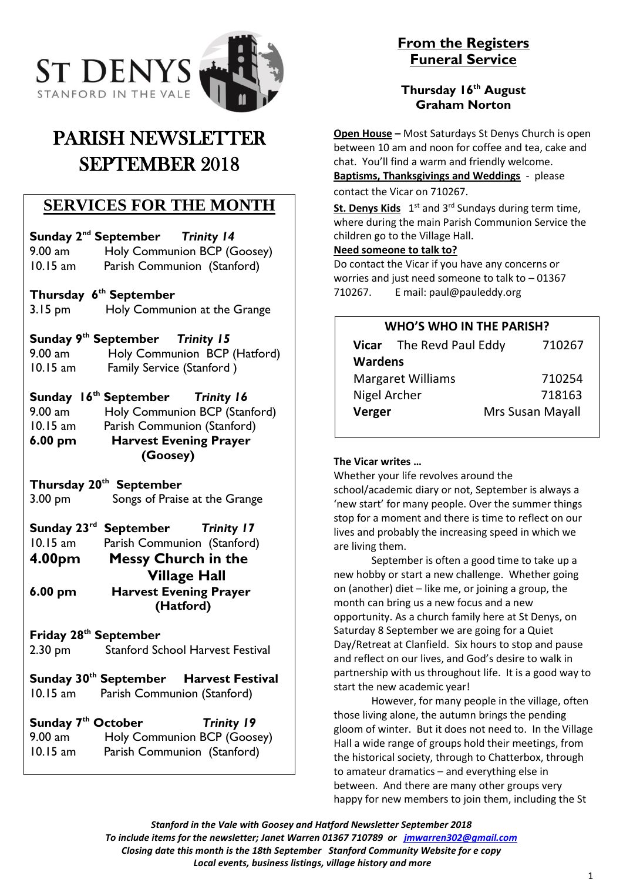# ST DENYS
STANFORD IN THE VALE

# PARISH NEWSLETTER SEPTEMBER 2018

## SERVICES FOR THE MONTH

**Sunday 2nd September** *Trinity 14*
9.00 am Holy Communion BCP (Goosey)
10.15 am Parish Communion (Stanford)

**Thursday 6th September**
3.15 pm Holy Communion at the Grange

**Sunday 9th September** *Trinity 15*
9.00 am Holy Communion BCP (Hatford)
10.15 am Family Service (Stanford)

**Sunday 16th September** *Trinity 16*
9.00 am Holy Communion BCP (Stanford)
10.15 am Parish Communion (Stanford)
**6.00 pm Harvest Evening Prayer (Goosey)**

**Thursday 20th September**
3.00 pm Songs of Praise at the Grange

**Sunday 23rd September** *Trinity 17*
10.15 am Parish Communion (Stanford)
**4.00pm Messy Church in the Village Hall**
**6.00 pm Harvest Evening Prayer (Hatford)**

**Friday 28th September**
2.30 pm Stanford School Harvest Festival

**Sunday 30th September** **Harvest Festival**
10.15 am Parish Communion (Stanford)

**Sunday 7th October** *Trinity 19*
9.00 am Holy Communion BCP (Goosey)
10.15 am Parish Communion (Stanford)

## From the Registers
## Funeral Service

**Thursday 16th August**
**Graham Norton**

**Open House –** Most Saturdays St Denys Church is open between 10 am and noon for coffee and tea, cake and chat. You'll find a warm and friendly welcome.

**Baptisms, Thanksgivings and Weddings** - please contact the Vicar on 710267.

**St. Denys Kids** 1st and 3rd Sundays during term time, where during the main Parish Communion Service the children go to the Village Hall.

**Need someone to talk to?**
Do contact the Vicar if you have any concerns or worries and just need someone to talk to – 01367 710267. E mail: paul@pauleddy.org

**WHO'S WHO IN THE PARISH?**

| | | |
|---|---|---|
| **Vicar** | The Revd Paul Eddy | 710267 |
| **Wardens** | | |
| Margaret Williams | | 710254 |
| Nigel Archer | | 718163 |
| **Verger** | | Mrs Susan Mayall |

**The Vicar writes …**

Whether your life revolves around the school/academic diary or not, September is always a 'new start' for many people. Over the summer things stop for a moment and there is time to reflect on our lives and probably the increasing speed in which we are living them.

September is often a good time to take up a new hobby or start a new challenge. Whether going on (another) diet – like me, or joining a group, the month can bring us a new focus and a new opportunity. As a church family here at St Denys, on Saturday 8 September we are going for a Quiet Day/Retreat at Clanfield. Six hours to stop and pause and reflect on our lives, and God's desire to walk in partnership with us throughout life. It is a good way to start the new academic year!

However, for many people in the village, often those living alone, the autumn brings the pending gloom of winter. But it does not need to. In the Village Hall a wide range of groups hold their meetings, from the historical society, through to Chatterbox, through to amateur dramatics – and everything else in between. And there are many other groups very happy for new members to join them, including the St

*Stanford in the Vale with Goosey and Hatford Newsletter September 2018*
*To include items for the newsletter; Janet Warren 01367 710789 or jmwarren302@gmail.com*
*Closing date this month is the 18th September Stanford Community Website for e copy*
*Local events, business listings, village history and more*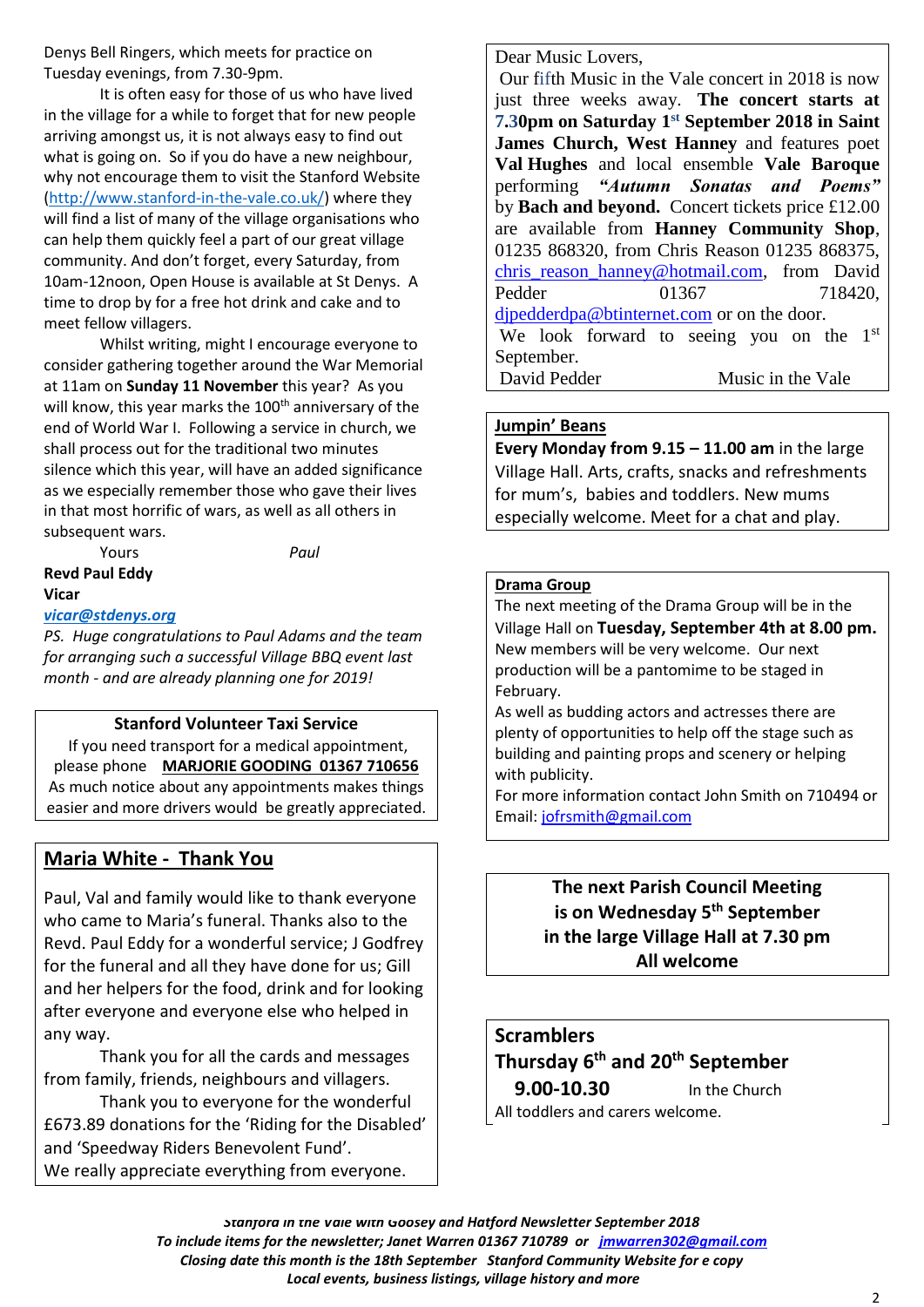Denys Bell Ringers, which meets for practice on Tuesday evenings, from 7.30-9pm.

It is often easy for those of us who have lived in the village for a while to forget that for new people arriving amongst us, it is not always easy to find out what is going on. So if you do have a new neighbour, why not encourage them to visit the Stanford Website (http://www.stanford-in-the-vale.co.uk/) where they will find a list of many of the village organisations who can help them quickly feel a part of our great village community. And don't forget, every Saturday, from 10am-12noon, Open House is available at St Denys. A time to drop by for a free hot drink and cake and to meet fellow villagers.

Whilst writing, might I encourage everyone to consider gathering together around the War Memorial at 11am on **Sunday 11 November** this year? As you will know, this year marks the 100th anniversary of the end of World War I. Following a service in church, we shall process out for the traditional two minutes silence which this year, will have an added significance as we especially remember those who gave their lives in that most horrific of wars, as well as all others in subsequent wars.

Yours *Paul*

**Revd Paul Eddy**
**Vicar**
***vicar@stdenys.org***

*PS. Huge congratulations to Paul Adams and the team for arranging such a successful Village BBQ event last month - and are already planning one for 2019!*

**Stanford Volunteer Taxi Service**

If you need transport for a medical appointment, please phone **MARJORIE GOODING 01367 710656**
As much notice about any appointments makes things easier and more drivers would be greatly appreciated.

## Maria White - Thank You

Paul, Val and family would like to thank everyone who came to Maria's funeral. Thanks also to the Revd. Paul Eddy for a wonderful service; J Godfrey for the funeral and all they have done for us; Gill and her helpers for the food, drink and for looking after everyone and everyone else who helped in any way.

Thank you for all the cards and messages from family, friends, neighbours and villagers.

Thank you to everyone for the wonderful £673.89 donations for the 'Riding for the Disabled' and 'Speedway Riders Benevolent Fund'.
We really appreciate everything from everyone.

Dear Music Lovers,

Our fifth Music in the Vale concert in 2018 is now just three weeks away. **The concert starts at 7.30pm on Saturday 1st September 2018 in Saint James Church, West Hanney** and features poet **Val Hughes** and local ensemble **Vale Baroque** performing ***"Autumn Sonatas and Poems"*** by **Bach and beyond.** Concert tickets price £12.00 are available from **Hanney Community Shop**, 01235 868320, from Chris Reason 01235 868375, chris_reason_hanney@hotmail.com, from David Pedder 01367 718420, djpedderdpa@btinternet.com or on the door.

We look forward to seeing you on the 1st September.

David Pedder — Music in the Vale

**Jumpin' Beans**

**Every Monday from 9.15 – 11.00 am** in the large Village Hall. Arts, crafts, snacks and refreshments for mum's, babies and toddlers. New mums especially welcome. Meet for a chat and play.

**Drama Group**

The next meeting of the Drama Group will be in the Village Hall on **Tuesday, September 4th at 8.00 pm.** New members will be very welcome. Our next production will be a pantomime to be staged in February.

As well as budding actors and actresses there are plenty of opportunities to help off the stage such as building and painting props and scenery or helping with publicity.

For more information contact John Smith on 710494 or Email: jofrsmith@gmail.com

**The next Parish Council Meeting is on Wednesday 5th September in the large Village Hall at 7.30 pm**
**All welcome**

**Scramblers**
**Thursday 6th and 20th September**
**9.00-10.30** In the Church
All toddlers and carers welcome.

***Stanford in the Vale with Goosey and Hatford Newsletter September 2018***
***To include items for the newsletter; Janet Warren 01367 710789 or jmwarren302@gmail.com***
***Closing date this month is the 18th September Stanford Community Website for e copy***
***Local events, business listings, village history and more***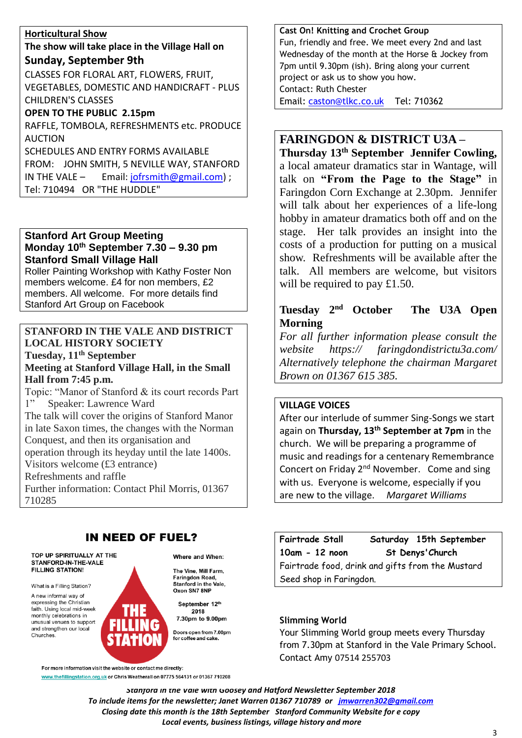## Horticultural Show

**The show will take place in the Village Hall on Sunday, September 9th**

CLASSES FOR FLORAL ART, FLOWERS, FRUIT, VEGETABLES, DOMESTIC AND HANDICRAFT - PLUS CHILDREN'S CLASSES

**OPEN TO THE PUBLIC 2.15pm**

RAFFLE, TOMBOLA, REFRESHMENTS etc. PRODUCE AUCTION

SCHEDULES AND ENTRY FORMS AVAILABLE FROM: JOHN SMITH, 5 NEVILLE WAY, STANFORD IN THE VALE – Email: jofrsmith@gmail.com) ; Tel: 710494 OR "THE HUDDLE"

## Stanford Art Group Meeting

**Monday 10th September 7.30 – 9.30 pm**

**Stanford Small Village Hall**

Roller Painting Workshop with Kathy Foster Non members welcome. £4 for non members, £2 members. All welcome. For more details find Stanford Art Group on Facebook

## STANFORD IN THE VALE AND DISTRICT LOCAL HISTORY SOCIETY

**Tuesday, 11th September**

**Meeting at Stanford Village Hall, in the Small Hall from 7:45 p.m.**

Topic: "Manor of Stanford & its court records Part 1" Speaker: Lawrence Ward

The talk will cover the origins of Stanford Manor in late Saxon times, the changes with the Norman Conquest, and then its organisation and operation through its heyday until the late 1400s.

Visitors welcome (£3 entrance)

Refreshments and raffle

Further information: Contact Phil Morris, 01367 710285

## IN NEED OF FUEL?

TOP UP SPIRITUALLY AT THE STANFORD-IN-THE-VALE FILLING STATION!

What is a Filling Station?

A new informal way of expressing the Christian faith. Using local mid-week monthly celebrations in unusual venues to support and strengthen our local Churches.

THE FILLING STATION

Where and When:

The Vine, Mill Farm, Faringdon Road, Stanford in the Vale, Oxon SN7 8NP

September 12th 2018
7.30pm to 9.00pm

Doors open from 7.00pm for coffee and cake.

For more information visit the website or contact me directly: www.thefillingstation.org.uk or Chris Weatherall on 07775 564131 or 01367 710208

## Cast On! Knitting and Crochet Group

Fun, friendly and free. We meet every 2nd and last Wednesday of the month at the Horse & Jockey from 7pm until 9.30pm (ish). Bring along your current project or ask us to show you how.

Contact: Ruth Chester

Email: caston@tlkc.co.uk Tel: 710362

## FARINGDON & DISTRICT U3A –

**Thursday 13th September Jennifer Cowling,** a local amateur dramatics star in Wantage, will talk on **"From the Page to the Stage"** in Faringdon Corn Exchange at 2.30pm. Jennifer will talk about her experiences of a life-long hobby in amateur dramatics both off and on the stage. Her talk provides an insight into the costs of a production for putting on a musical show. Refreshments will be available after the talk. All members are welcome, but visitors will be required to pay £1.50.

**Tuesday 2nd October The U3A Open Morning**

*For all further information please consult the website https:// faringdondistrictu3a.com/ Alternatively telephone the chairman Margaret Brown on 01367 615 385.*

## VILLAGE VOICES

After our interlude of summer Sing-Songs we start again on **Thursday, 13th September at 7pm** in the church. We will be preparing a programme of music and readings for a centenary Remembrance Concert on Friday 2nd November. Come and sing with us. Everyone is welcome, especially if you are new to the village. *Margaret Williams*

## Fairtrade Stall

**Saturday 15th September**

**10am - 12 noon St Denys' Church**

Fairtrade food, drink and gifts from the Mustard Seed shop in Faringdon.

## Slimming World

Your Slimming World group meets every Thursday from 7.30pm at Stanford in the Vale Primary School. Contact Amy 07514 255703

*Stanford in the Vale with Goosey and Hatford Newsletter September 2018*
*To include items for the newsletter; Janet Warren 01367 710789 or jmwarren302@gmail.com*
*Closing date this month is the 18th September Stanford Community Website for e copy*
*Local events, business listings, village history and more*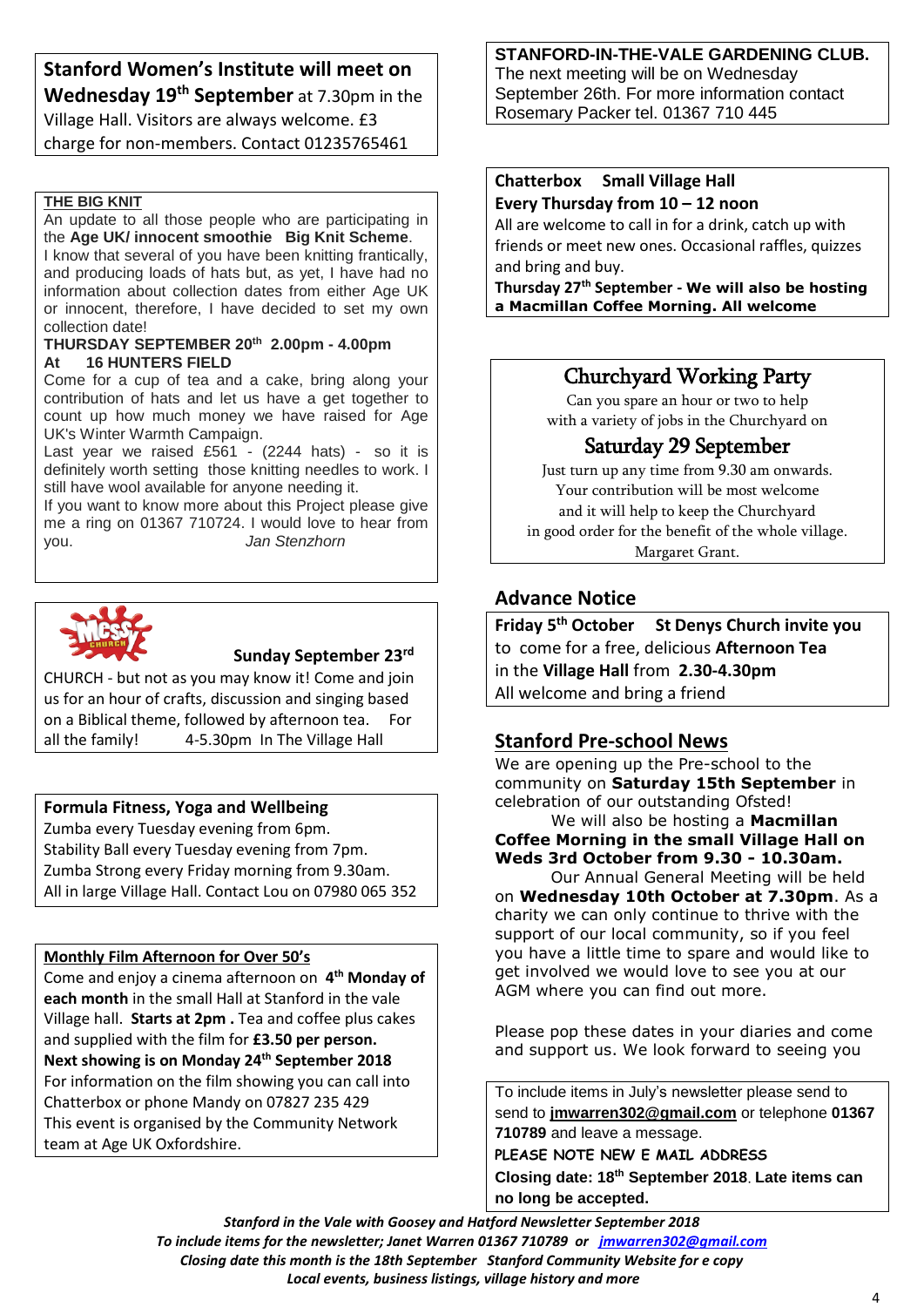## Stanford Women's Institute will meet on Wednesday 19th September

at 7.30pm in the Village Hall. Visitors are always welcome. £3 charge for non-members. Contact 01235765461

### THE BIG KNIT

An update to all those people who are participating in the **Age UK/ innocent smoothie Big Knit Scheme**.

I know that several of you have been knitting frantically, and producing loads of hats but, as yet, I have had no information about collection dates from either Age UK or innocent, therefore, I have decided to set my own collection date!

**THURSDAY SEPTEMBER 20th 2.00pm - 4.00pm**
**At 16 HUNTERS FIELD**

Come for a cup of tea and a cake, bring along your contribution of hats and let us have a get together to count up how much money we have raised for Age UK's Winter Warmth Campaign.

Last year we raised £561 - (2244 hats) - so it is definitely worth setting those knitting needles to work. I still have wool available for anyone needing it.

If you want to know more about this Project please give me a ring on 01367 710724. I would love to hear from you. *Jan Stenzhorn*

### Messy Church — Sunday September 23rd

CHURCH - but not as you may know it! Come and join us for an hour of crafts, discussion and singing based on a Biblical theme, followed by afternoon tea. For all the family! 4-5.30pm In The Village Hall

### Formula Fitness, Yoga and Wellbeing

Zumba every Tuesday evening from 6pm.
Stability Ball every Tuesday evening from 7pm.
Zumba Strong every Friday morning from 9.30am.
All in large Village Hall. Contact Lou on 07980 065 352

### Monthly Film Afternoon for Over 50's

Come and enjoy a cinema afternoon on **4th Monday of each month** in the small Hall at Stanford in the vale Village hall. **Starts at 2pm .** Tea and coffee plus cakes and supplied with the film for **£3.50 per person.**
**Next showing is on Monday 24th September 2018**
For information on the film showing you can call into Chatterbox or phone Mandy on 07827 235 429
This event is organised by the Community Network team at Age UK Oxfordshire.

### STANFORD-IN-THE-VALE GARDENING CLUB.

The next meeting will be on Wednesday September 26th. For more information contact Rosemary Packer tel. 01367 710 445

### Chatterbox Small Village Hall

**Every Thursday from 10 – 12 noon**
All are welcome to call in for a drink, catch up with friends or meet new ones. Occasional raffles, quizzes and bring and buy.
**Thursday 27th September - We will also be hosting a Macmillan Coffee Morning. All welcome**

### Churchyard Working Party

Can you spare an hour or two to help with a variety of jobs in the Churchyard on

**Saturday 29 September**

Just turn up any time from 9.30 am onwards.
Your contribution will be most welcome and it will help to keep the Churchyard in good order for the benefit of the whole village.
Margaret Grant.

### Advance Notice

**Friday 5th October St Denys Church invite you** to come for a free, delicious **Afternoon Tea** in the **Village Hall** from **2.30-4.30pm**
All welcome and bring a friend

### Stanford Pre-school News

We are opening up the Pre-school to the community on **Saturday 15th September** in celebration of our outstanding Ofsted!

We will also be hosting a **Macmillan Coffee Morning in the small Village Hall on Weds 3rd October from 9.30 - 10.30am.**

Our Annual General Meeting will be held on **Wednesday 10th October at 7.30pm**. As a charity we can only continue to thrive with the support of our local community, so if you feel you have a little time to spare and would like to get involved we would love to see you at our AGM where you can find out more.

Please pop these dates in your diaries and come and support us. We look forward to seeing you

---

To include items in July's newsletter please send to send to **jmwarren302@gmail.com** or telephone **01367 710789** and leave a message.
**PLEASE NOTE NEW E MAIL ADDRESS**
**Closing date: 18th September 2018. Late items can no long be accepted.**

***Stanford in the Vale with Goosey and Hatford Newsletter September 2018***
***To include items for the newsletter; Janet Warren 01367 710789 or jmwarren302@gmail.com***
***Closing date this month is the 18th September Stanford Community Website for e copy***
***Local events, business listings, village history and more***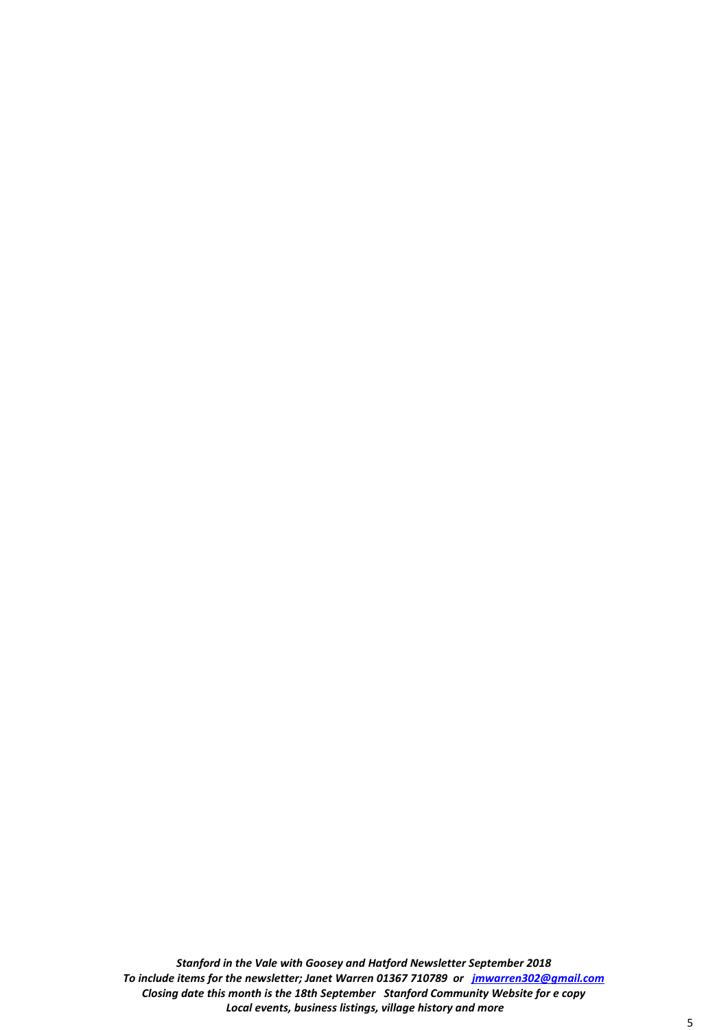*Stanford in the Vale with Goosey and Hatford Newsletter September 2018*
*To include items for the newsletter; Janet Warren 01367 710789 or jmwarren302@gmail.com*
*Closing date this month is the 18th September Stanford Community Website for e copy*
*Local events, business listings, village history and more*